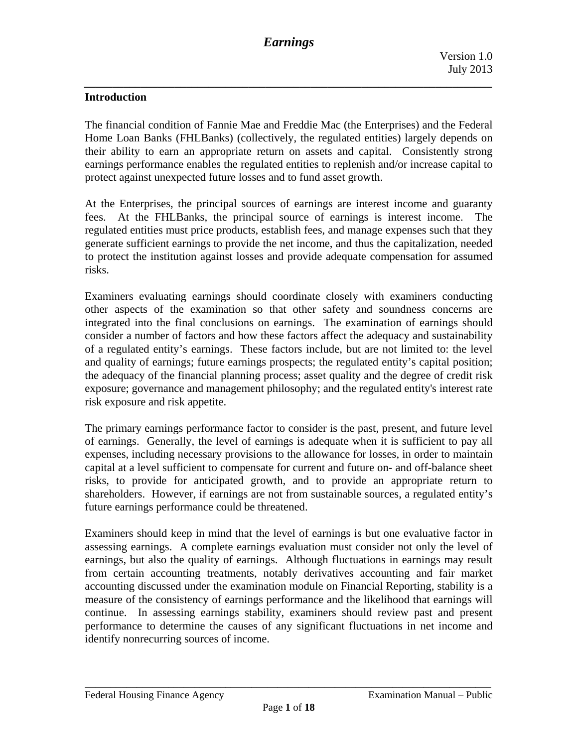# *Earnings*

Version 1.0
July 2013

## Introduction

The financial condition of Fannie Mae and Freddie Mac (the Enterprises) and the Federal Home Loan Banks (FHLBanks) (collectively, the regulated entities) largely depends on their ability to earn an appropriate return on assets and capital. Consistently strong earnings performance enables the regulated entities to replenish and/or increase capital to protect against unexpected future losses and to fund asset growth.

At the Enterprises, the principal sources of earnings are interest income and guaranty fees. At the FHLBanks, the principal source of earnings is interest income. The regulated entities must price products, establish fees, and manage expenses such that they generate sufficient earnings to provide the net income, and thus the capitalization, needed to protect the institution against losses and provide adequate compensation for assumed risks.

Examiners evaluating earnings should coordinate closely with examiners conducting other aspects of the examination so that other safety and soundness concerns are integrated into the final conclusions on earnings. The examination of earnings should consider a number of factors and how these factors affect the adequacy and sustainability of a regulated entity's earnings. These factors include, but are not limited to: the level and quality of earnings; future earnings prospects; the regulated entity's capital position; the adequacy of the financial planning process; asset quality and the degree of credit risk exposure; governance and management philosophy; and the regulated entity's interest rate risk exposure and risk appetite.

The primary earnings performance factor to consider is the past, present, and future level of earnings. Generally, the level of earnings is adequate when it is sufficient to pay all expenses, including necessary provisions to the allowance for losses, in order to maintain capital at a level sufficient to compensate for current and future on- and off-balance sheet risks, to provide for anticipated growth, and to provide an appropriate return to shareholders. However, if earnings are not from sustainable sources, a regulated entity's future earnings performance could be threatened.

Examiners should keep in mind that the level of earnings is but one evaluative factor in assessing earnings. A complete earnings evaluation must consider not only the level of earnings, but also the quality of earnings. Although fluctuations in earnings may result from certain accounting treatments, notably derivatives accounting and fair market accounting discussed under the examination module on Financial Reporting, stability is a measure of the consistency of earnings performance and the likelihood that earnings will continue. In assessing earnings stability, examiners should review past and present performance to determine the causes of any significant fluctuations in net income and identify nonrecurring sources of income.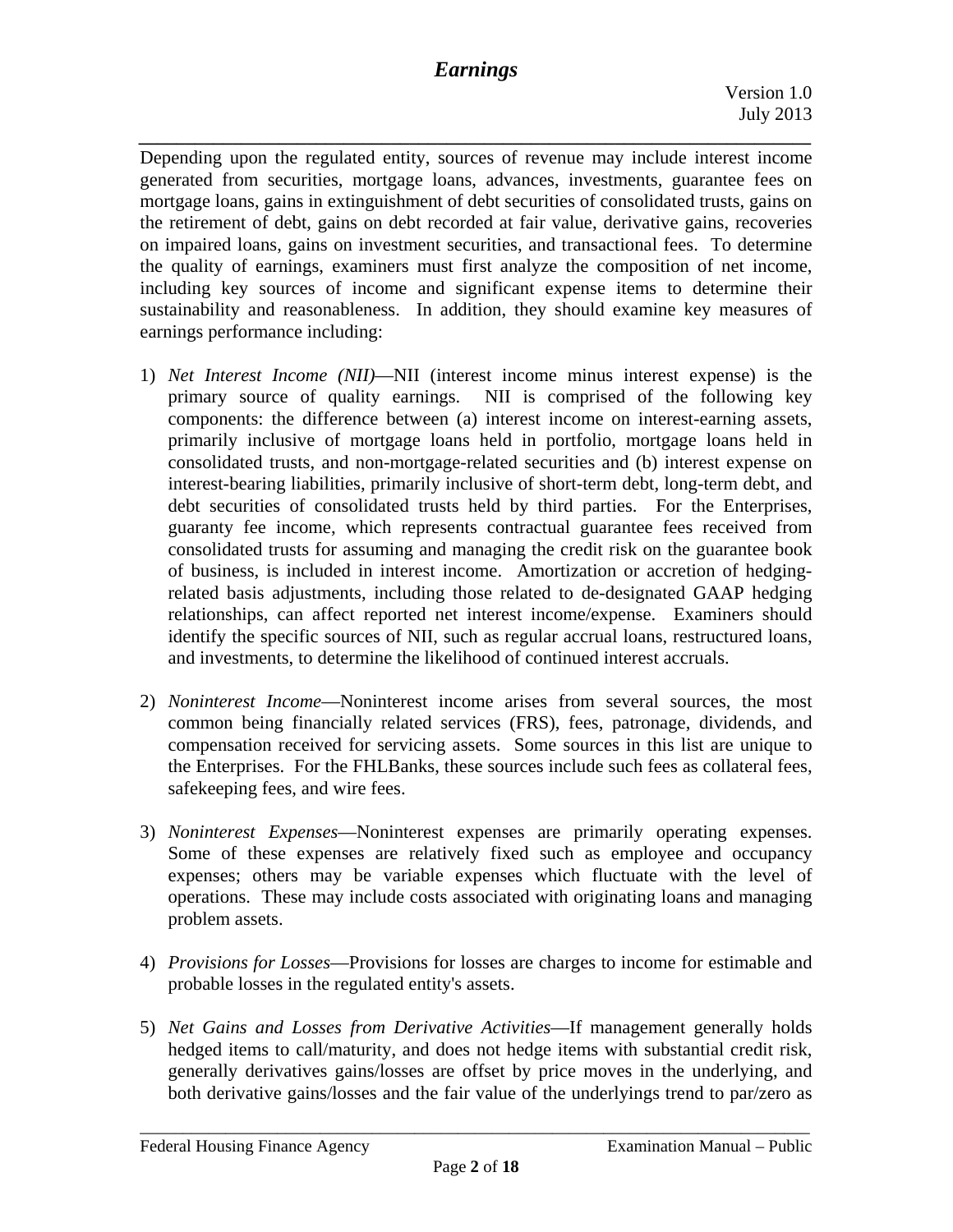Depending upon the regulated entity, sources of revenue may include interest income generated from securities, mortgage loans, advances, investments, guarantee fees on mortgage loans, gains in extinguishment of debt securities of consolidated trusts, gains on the retirement of debt, gains on debt recorded at fair value, derivative gains, recoveries on impaired loans, gains on investment securities, and transactional fees. To determine the quality of earnings, examiners must first analyze the composition of net income, including key sources of income and significant expense items to determine their sustainability and reasonableness. In addition, they should examine key measures of earnings performance including:

1) *Net Interest Income (NII)*—NII (interest income minus interest expense) is the primary source of quality earnings. NII is comprised of the following key components: the difference between (a) interest income on interest-earning assets, primarily inclusive of mortgage loans held in portfolio, mortgage loans held in consolidated trusts, and non-mortgage-related securities and (b) interest expense on interest-bearing liabilities, primarily inclusive of short-term debt, long-term debt, and debt securities of consolidated trusts held by third parties. For the Enterprises, guaranty fee income, which represents contractual guarantee fees received from consolidated trusts for assuming and managing the credit risk on the guarantee book of business, is included in interest income. Amortization or accretion of hedging-related basis adjustments, including those related to de-designated GAAP hedging relationships, can affect reported net interest income/expense. Examiners should identify the specific sources of NII, such as regular accrual loans, restructured loans, and investments, to determine the likelihood of continued interest accruals.

2) *Noninterest Income*—Noninterest income arises from several sources, the most common being financially related services (FRS), fees, patronage, dividends, and compensation received for servicing assets. Some sources in this list are unique to the Enterprises. For the FHLBanks, these sources include such fees as collateral fees, safekeeping fees, and wire fees.

3) *Noninterest Expenses*—Noninterest expenses are primarily operating expenses. Some of these expenses are relatively fixed such as employee and occupancy expenses; others may be variable expenses which fluctuate with the level of operations. These may include costs associated with originating loans and managing problem assets.

4) *Provisions for Losses*—Provisions for losses are charges to income for estimable and probable losses in the regulated entity's assets.

5) *Net Gains and Losses from Derivative Activities*—If management generally holds hedged items to call/maturity, and does not hedge items with substantial credit risk, generally derivatives gains/losses are offset by price moves in the underlying, and both derivative gains/losses and the fair value of the underlyings trend to par/zero as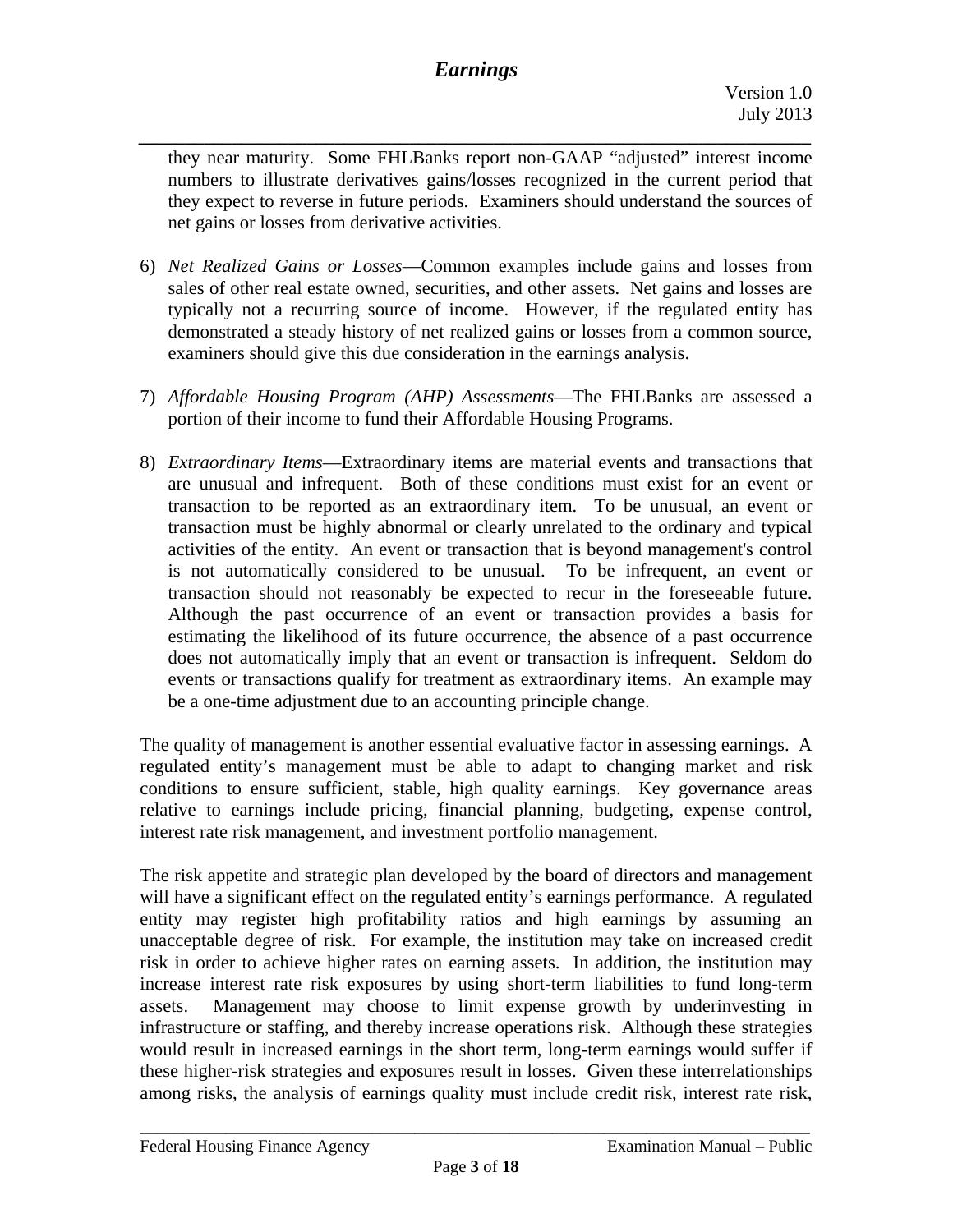they near maturity. Some FHLBanks report non-GAAP "adjusted" interest income numbers to illustrate derivatives gains/losses recognized in the current period that they expect to reverse in future periods. Examiners should understand the sources of net gains or losses from derivative activities.

6) *Net Realized Gains or Losses*—Common examples include gains and losses from sales of other real estate owned, securities, and other assets. Net gains and losses are typically not a recurring source of income. However, if the regulated entity has demonstrated a steady history of net realized gains or losses from a common source, examiners should give this due consideration in the earnings analysis.

7) *Affordable Housing Program (AHP) Assessments*—The FHLBanks are assessed a portion of their income to fund their Affordable Housing Programs.

8) *Extraordinary Items*—Extraordinary items are material events and transactions that are unusual and infrequent. Both of these conditions must exist for an event or transaction to be reported as an extraordinary item. To be unusual, an event or transaction must be highly abnormal or clearly unrelated to the ordinary and typical activities of the entity. An event or transaction that is beyond management's control is not automatically considered to be unusual. To be infrequent, an event or transaction should not reasonably be expected to recur in the foreseeable future. Although the past occurrence of an event or transaction provides a basis for estimating the likelihood of its future occurrence, the absence of a past occurrence does not automatically imply that an event or transaction is infrequent. Seldom do events or transactions qualify for treatment as extraordinary items. An example may be a one-time adjustment due to an accounting principle change.

The quality of management is another essential evaluative factor in assessing earnings. A regulated entity's management must be able to adapt to changing market and risk conditions to ensure sufficient, stable, high quality earnings. Key governance areas relative to earnings include pricing, financial planning, budgeting, expense control, interest rate risk management, and investment portfolio management.

The risk appetite and strategic plan developed by the board of directors and management will have a significant effect on the regulated entity's earnings performance. A regulated entity may register high profitability ratios and high earnings by assuming an unacceptable degree of risk. For example, the institution may take on increased credit risk in order to achieve higher rates on earning assets. In addition, the institution may increase interest rate risk exposures by using short-term liabilities to fund long-term assets. Management may choose to limit expense growth by underinvesting in infrastructure or staffing, and thereby increase operations risk. Although these strategies would result in increased earnings in the short term, long-term earnings would suffer if these higher-risk strategies and exposures result in losses. Given these interrelationships among risks, the analysis of earnings quality must include credit risk, interest rate risk,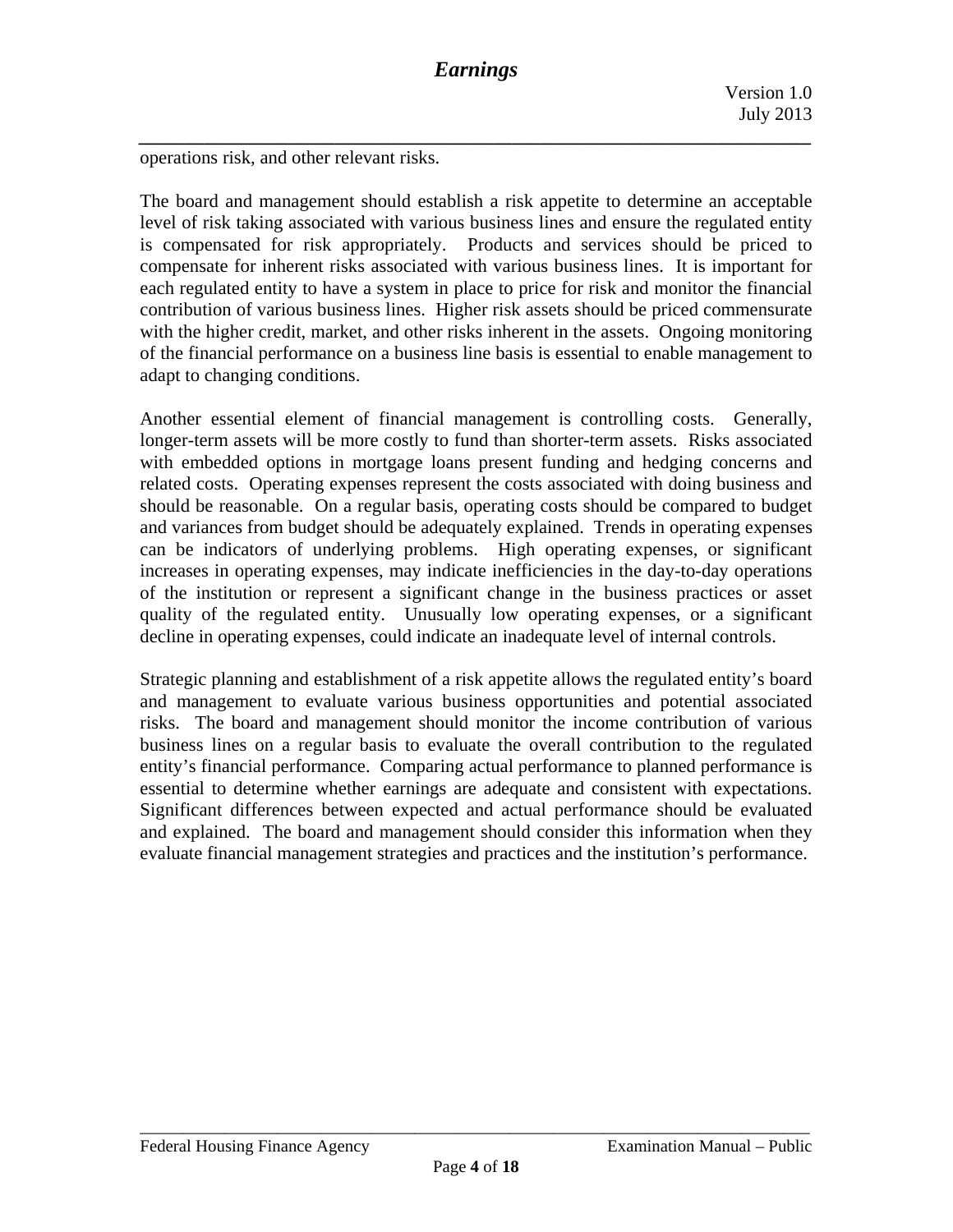operations risk, and other relevant risks.

The board and management should establish a risk appetite to determine an acceptable level of risk taking associated with various business lines and ensure the regulated entity is compensated for risk appropriately. Products and services should be priced to compensate for inherent risks associated with various business lines. It is important for each regulated entity to have a system in place to price for risk and monitor the financial contribution of various business lines. Higher risk assets should be priced commensurate with the higher credit, market, and other risks inherent in the assets. Ongoing monitoring of the financial performance on a business line basis is essential to enable management to adapt to changing conditions.

Another essential element of financial management is controlling costs. Generally, longer-term assets will be more costly to fund than shorter-term assets. Risks associated with embedded options in mortgage loans present funding and hedging concerns and related costs. Operating expenses represent the costs associated with doing business and should be reasonable. On a regular basis, operating costs should be compared to budget and variances from budget should be adequately explained. Trends in operating expenses can be indicators of underlying problems. High operating expenses, or significant increases in operating expenses, may indicate inefficiencies in the day-to-day operations of the institution or represent a significant change in the business practices or asset quality of the regulated entity. Unusually low operating expenses, or a significant decline in operating expenses, could indicate an inadequate level of internal controls.

Strategic planning and establishment of a risk appetite allows the regulated entity's board and management to evaluate various business opportunities and potential associated risks. The board and management should monitor the income contribution of various business lines on a regular basis to evaluate the overall contribution to the regulated entity's financial performance. Comparing actual performance to planned performance is essential to determine whether earnings are adequate and consistent with expectations. Significant differences between expected and actual performance should be evaluated and explained. The board and management should consider this information when they evaluate financial management strategies and practices and the institution's performance.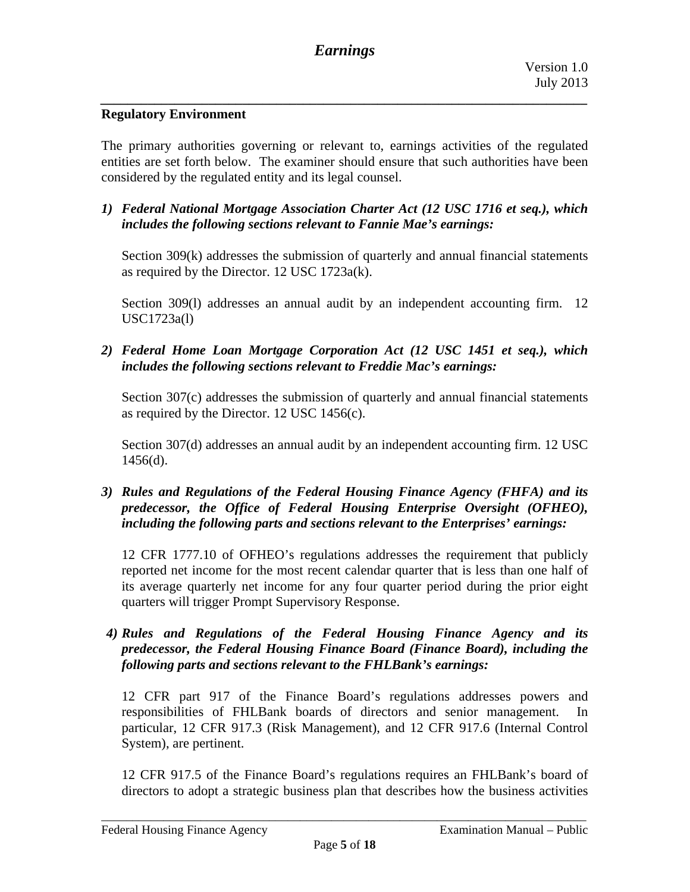**Regulatory Environment**

The primary authorities governing or relevant to, earnings activities of the regulated entities are set forth below. The examiner should ensure that such authorities have been considered by the regulated entity and its legal counsel.

1) ***Federal National Mortgage Association Charter Act (12 USC 1716 et seq.), which includes the following sections relevant to Fannie Mae's earnings:***

   Section 309(k) addresses the submission of quarterly and annual financial statements as required by the Director. 12 USC 1723a(k).

   Section 309(l) addresses an annual audit by an independent accounting firm. 12 USC1723a(l)

2) ***Federal Home Loan Mortgage Corporation Act (12 USC 1451 et seq.), which includes the following sections relevant to Freddie Mac's earnings:***

   Section 307(c) addresses the submission of quarterly and annual financial statements as required by the Director. 12 USC 1456(c).

   Section 307(d) addresses an annual audit by an independent accounting firm. 12 USC 1456(d).

3) ***Rules and Regulations of the Federal Housing Finance Agency (FHFA) and its predecessor, the Office of Federal Housing Enterprise Oversight (OFHEO), including the following parts and sections relevant to the Enterprises' earnings:***

   12 CFR 1777.10 of OFHEO's regulations addresses the requirement that publicly reported net income for the most recent calendar quarter that is less than one half of its average quarterly net income for any four quarter period during the prior eight quarters will trigger Prompt Supervisory Response.

4) ***Rules and Regulations of the Federal Housing Finance Agency and its predecessor, the Federal Housing Finance Board (Finance Board), including the following parts and sections relevant to the FHLBank's earnings:***

   12 CFR part 917 of the Finance Board's regulations addresses powers and responsibilities of FHLBank boards of directors and senior management. In particular, 12 CFR 917.3 (Risk Management), and 12 CFR 917.6 (Internal Control System), are pertinent.

   12 CFR 917.5 of the Finance Board's regulations requires an FHLBank's board of directors to adopt a strategic business plan that describes how the business activities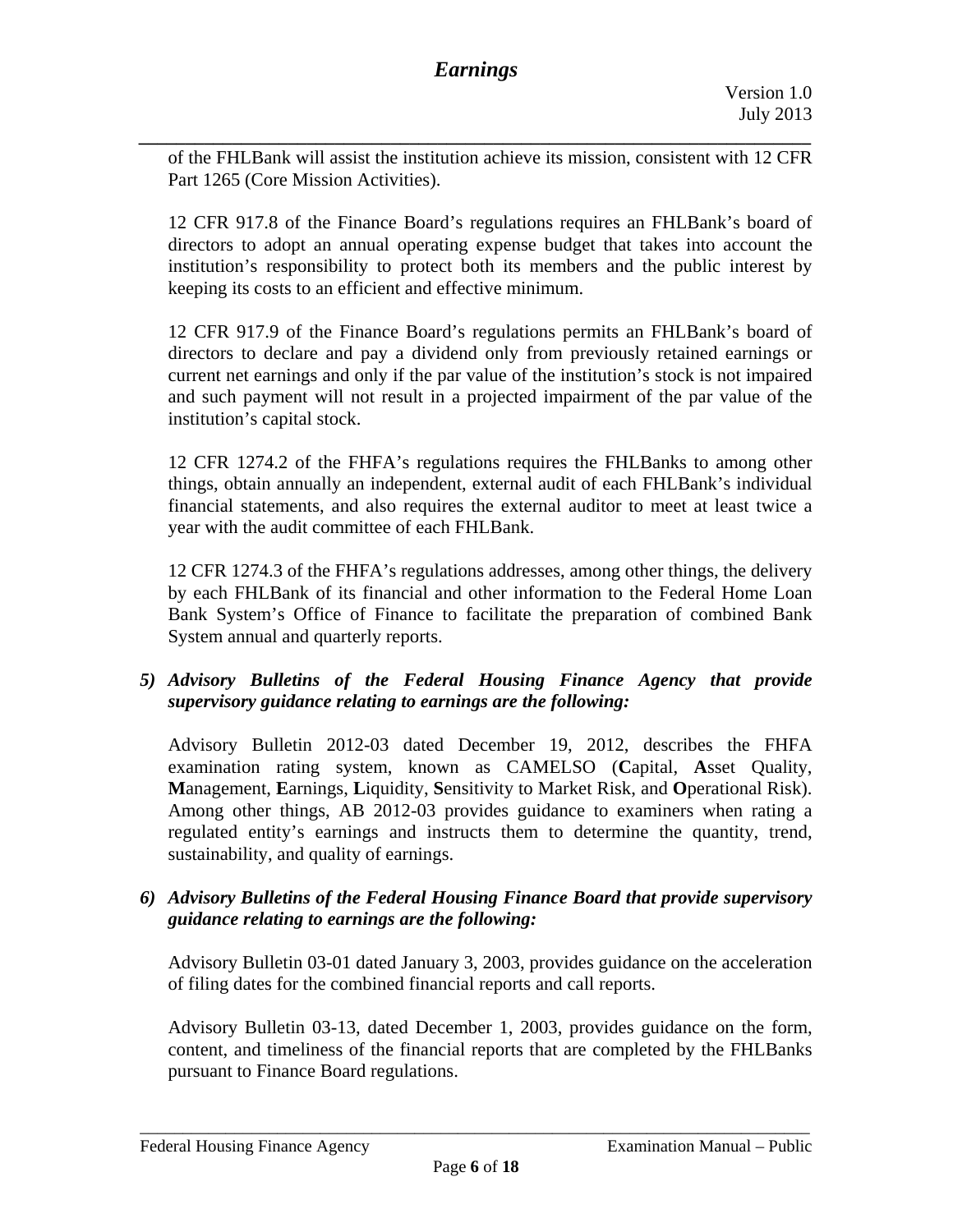of the FHLBank will assist the institution achieve its mission, consistent with 12 CFR Part 1265 (Core Mission Activities).

12 CFR 917.8 of the Finance Board's regulations requires an FHLBank's board of directors to adopt an annual operating expense budget that takes into account the institution's responsibility to protect both its members and the public interest by keeping its costs to an efficient and effective minimum.

12 CFR 917.9 of the Finance Board's regulations permits an FHLBank's board of directors to declare and pay a dividend only from previously retained earnings or current net earnings and only if the par value of the institution's stock is not impaired and such payment will not result in a projected impairment of the par value of the institution's capital stock.

12 CFR 1274.2 of the FHFA's regulations requires the FHLBanks to among other things, obtain annually an independent, external audit of each FHLBank's individual financial statements, and also requires the external auditor to meet at least twice a year with the audit committee of each FHLBank.

12 CFR 1274.3 of the FHFA's regulations addresses, among other things, the delivery by each FHLBank of its financial and other information to the Federal Home Loan Bank System's Office of Finance to facilitate the preparation of combined Bank System annual and quarterly reports.

5) *Advisory Bulletins of the Federal Housing Finance Agency that provide supervisory guidance relating to earnings are the following:*

Advisory Bulletin 2012-03 dated December 19, 2012, describes the FHFA examination rating system, known as CAMELSO (**C**apital, **A**sset Quality, **M**anagement, **E**arnings, **L**iquidity, **S**ensitivity to Market Risk, and **O**perational Risk). Among other things, AB 2012-03 provides guidance to examiners when rating a regulated entity's earnings and instructs them to determine the quantity, trend, sustainability, and quality of earnings.

6) *Advisory Bulletins of the Federal Housing Finance Board that provide supervisory guidance relating to earnings are the following:*

Advisory Bulletin 03-01 dated January 3, 2003, provides guidance on the acceleration of filing dates for the combined financial reports and call reports.

Advisory Bulletin 03-13, dated December 1, 2003, provides guidance on the form, content, and timeliness of the financial reports that are completed by the FHLBanks pursuant to Finance Board regulations.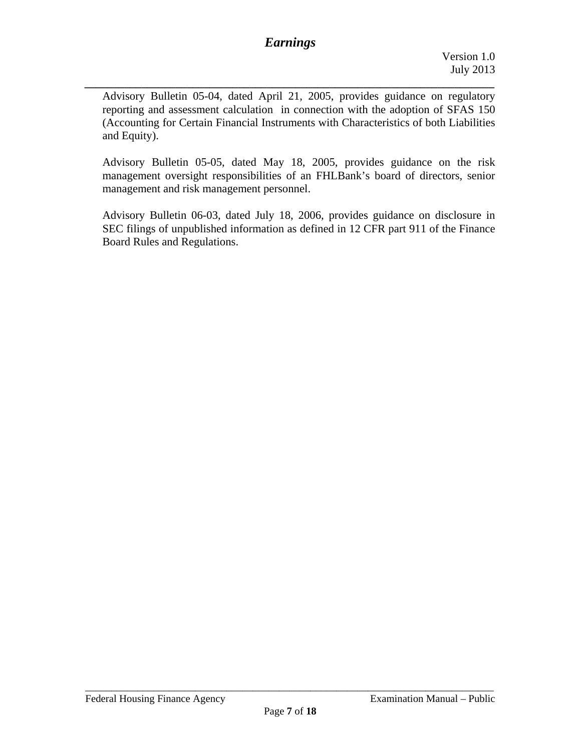Advisory Bulletin 05-04, dated April 21, 2005, provides guidance on regulatory reporting and assessment calculation in connection with the adoption of SFAS 150 (Accounting for Certain Financial Instruments with Characteristics of both Liabilities and Equity).

Advisory Bulletin 05-05, dated May 18, 2005, provides guidance on the risk management oversight responsibilities of an FHLBank's board of directors, senior management and risk management personnel.

Advisory Bulletin 06-03, dated July 18, 2006, provides guidance on disclosure in SEC filings of unpublished information as defined in 12 CFR part 911 of the Finance Board Rules and Regulations.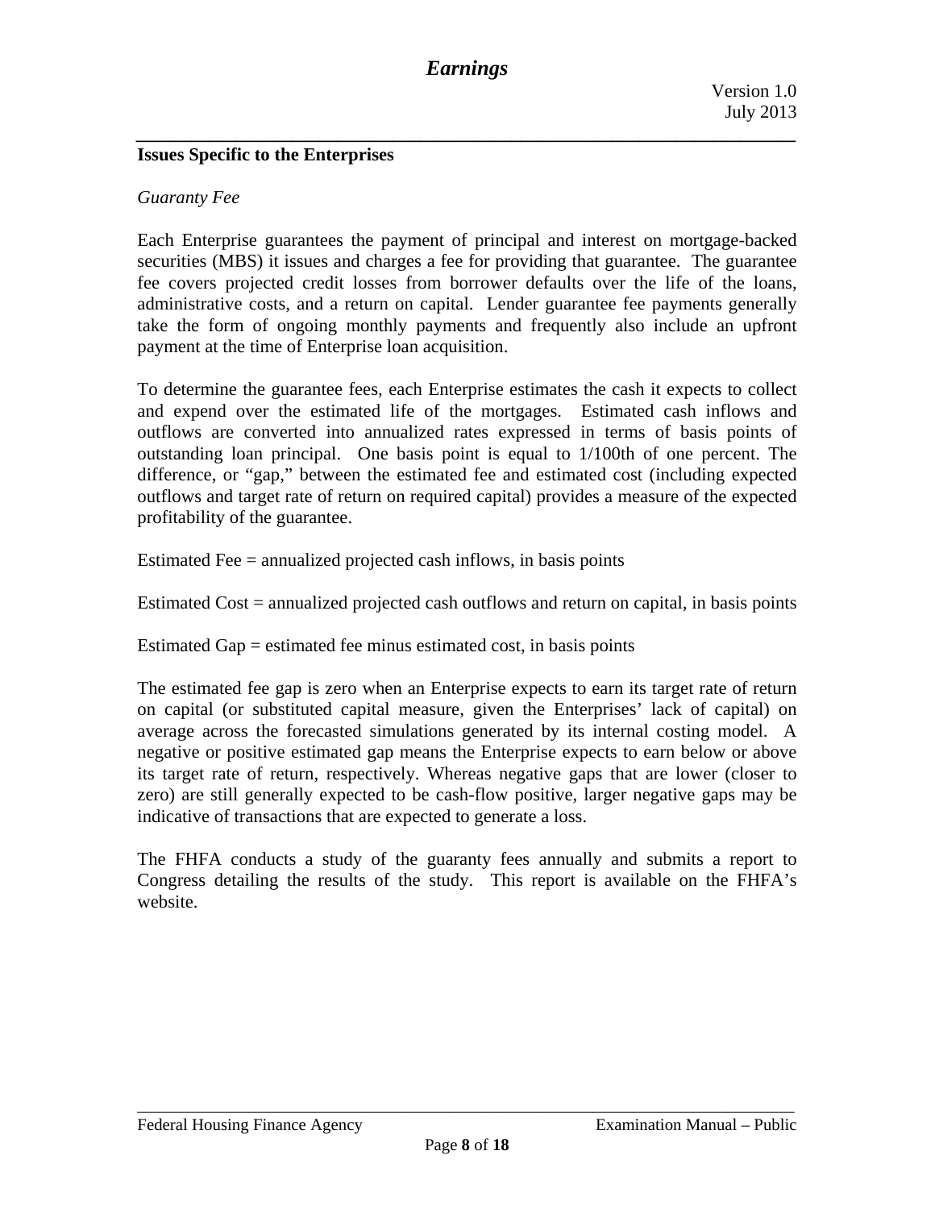**Issues Specific to the Enterprises**

*Guaranty Fee*

Each Enterprise guarantees the payment of principal and interest on mortgage-backed securities (MBS) it issues and charges a fee for providing that guarantee. The guarantee fee covers projected credit losses from borrower defaults over the life of the loans, administrative costs, and a return on capital. Lender guarantee fee payments generally take the form of ongoing monthly payments and frequently also include an upfront payment at the time of Enterprise loan acquisition.

To determine the guarantee fees, each Enterprise estimates the cash it expects to collect and expend over the estimated life of the mortgages. Estimated cash inflows and outflows are converted into annualized rates expressed in terms of basis points of outstanding loan principal. One basis point is equal to 1/100th of one percent. The difference, or "gap," between the estimated fee and estimated cost (including expected outflows and target rate of return on required capital) provides a measure of the expected profitability of the guarantee.

Estimated Fee = annualized projected cash inflows, in basis points

Estimated Cost = annualized projected cash outflows and return on capital, in basis points

Estimated Gap = estimated fee minus estimated cost, in basis points

The estimated fee gap is zero when an Enterprise expects to earn its target rate of return on capital (or substituted capital measure, given the Enterprises' lack of capital) on average across the forecasted simulations generated by its internal costing model. A negative or positive estimated gap means the Enterprise expects to earn below or above its target rate of return, respectively. Whereas negative gaps that are lower (closer to zero) are still generally expected to be cash-flow positive, larger negative gaps may be indicative of transactions that are expected to generate a loss.

The FHFA conducts a study of the guaranty fees annually and submits a report to Congress detailing the results of the study. This report is available on the FHFA's website.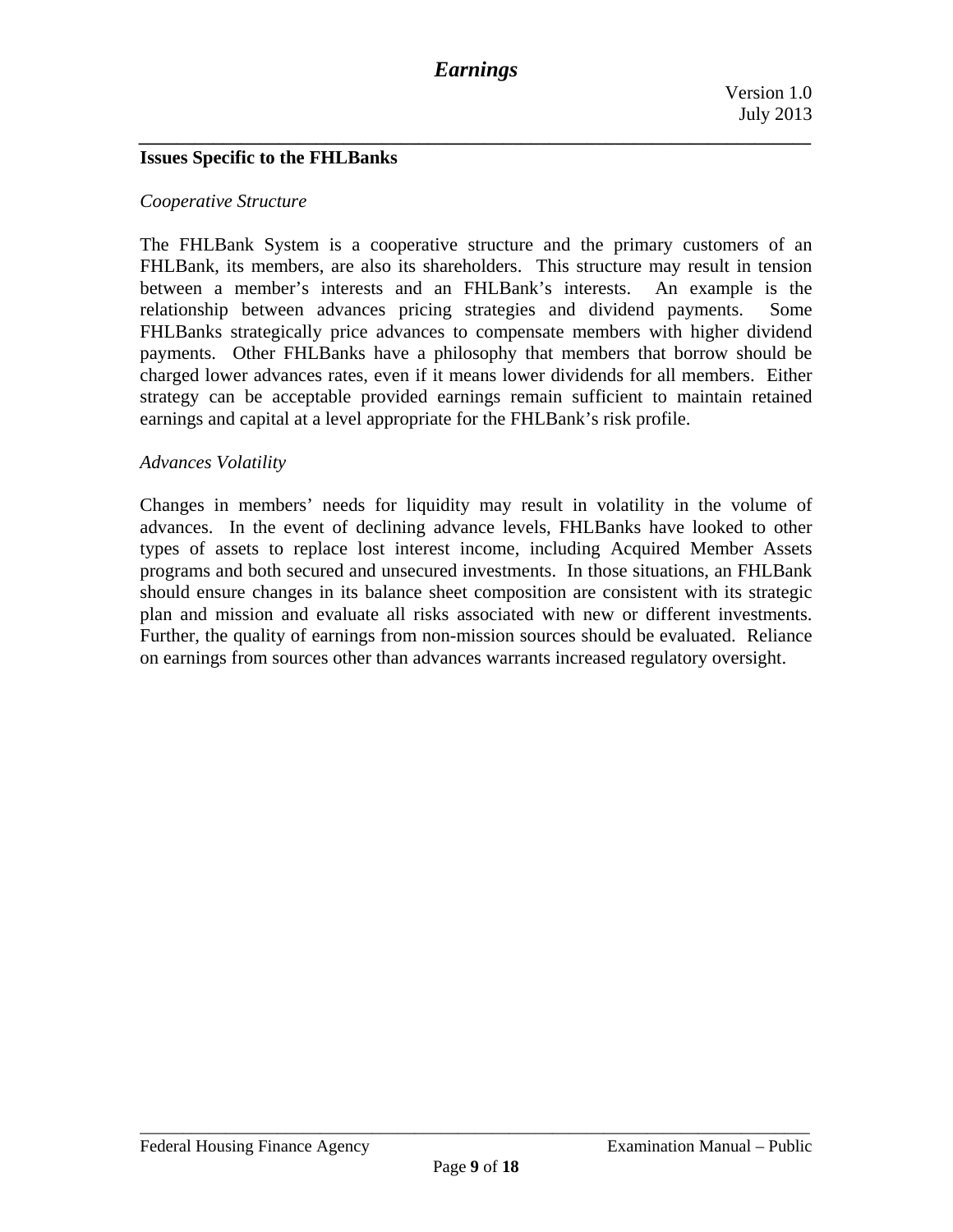## Issues Specific to the FHLBanks

*Cooperative Structure*

The FHLBank System is a cooperative structure and the primary customers of an FHLBank, its members, are also its shareholders. This structure may result in tension between a member's interests and an FHLBank's interests. An example is the relationship between advances pricing strategies and dividend payments. Some FHLBanks strategically price advances to compensate members with higher dividend payments. Other FHLBanks have a philosophy that members that borrow should be charged lower advances rates, even if it means lower dividends for all members. Either strategy can be acceptable provided earnings remain sufficient to maintain retained earnings and capital at a level appropriate for the FHLBank's risk profile.

*Advances Volatility*

Changes in members' needs for liquidity may result in volatility in the volume of advances. In the event of declining advance levels, FHLBanks have looked to other types of assets to replace lost interest income, including Acquired Member Assets programs and both secured and unsecured investments. In those situations, an FHLBank should ensure changes in its balance sheet composition are consistent with its strategic plan and mission and evaluate all risks associated with new or different investments. Further, the quality of earnings from non-mission sources should be evaluated. Reliance on earnings from sources other than advances warrants increased regulatory oversight.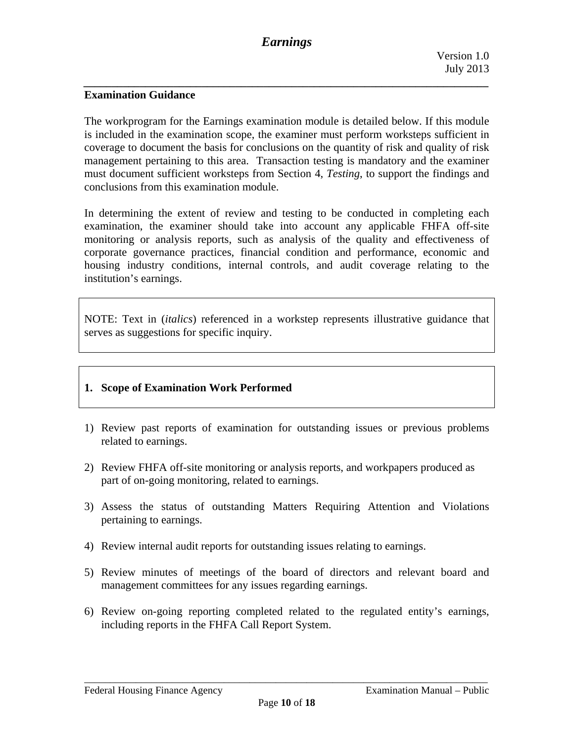## Examination Guidance

The workprogram for the Earnings examination module is detailed below. If this module is included in the examination scope, the examiner must perform worksteps sufficient in coverage to document the basis for conclusions on the quantity of risk and quality of risk management pertaining to this area. Transaction testing is mandatory and the examiner must document sufficient worksteps from Section 4, *Testing*, to support the findings and conclusions from this examination module.

In determining the extent of review and testing to be conducted in completing each examination, the examiner should take into account any applicable FHFA off-site monitoring or analysis reports, such as analysis of the quality and effectiveness of corporate governance practices, financial condition and performance, economic and housing industry conditions, internal controls, and audit coverage relating to the institution's earnings.

NOTE: Text in (*italics*) referenced in a workstep represents illustrative guidance that serves as suggestions for specific inquiry.

### 1. Scope of Examination Work Performed

1) Review past reports of examination for outstanding issues or previous problems related to earnings.

2) Review FHFA off-site monitoring or analysis reports, and workpapers produced as part of on-going monitoring, related to earnings.

3) Assess the status of outstanding Matters Requiring Attention and Violations pertaining to earnings.

4) Review internal audit reports for outstanding issues relating to earnings.

5) Review minutes of meetings of the board of directors and relevant board and management committees for any issues regarding earnings.

6) Review on-going reporting completed related to the regulated entity's earnings, including reports in the FHFA Call Report System.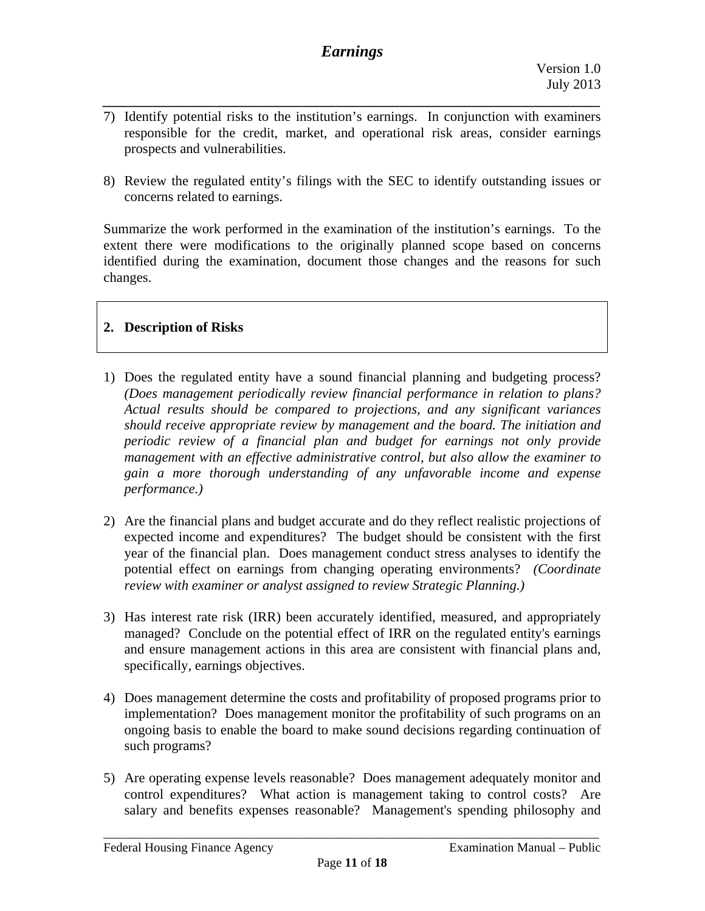7) Identify potential risks to the institution's earnings. In conjunction with examiners responsible for the credit, market, and operational risk areas, consider earnings prospects and vulnerabilities.

8) Review the regulated entity's filings with the SEC to identify outstanding issues or concerns related to earnings.

Summarize the work performed in the examination of the institution's earnings. To the extent there were modifications to the originally planned scope based on concerns identified during the examination, document those changes and the reasons for such changes.

## 2. Description of Risks

1) Does the regulated entity have a sound financial planning and budgeting process? *(Does management periodically review financial performance in relation to plans? Actual results should be compared to projections, and any significant variances should receive appropriate review by management and the board. The initiation and periodic review of a financial plan and budget for earnings not only provide management with an effective administrative control, but also allow the examiner to gain a more thorough understanding of any unfavorable income and expense performance.)*

2) Are the financial plans and budget accurate and do they reflect realistic projections of expected income and expenditures? The budget should be consistent with the first year of the financial plan. Does management conduct stress analyses to identify the potential effect on earnings from changing operating environments? *(Coordinate review with examiner or analyst assigned to review Strategic Planning.)*

3) Has interest rate risk (IRR) been accurately identified, measured, and appropriately managed? Conclude on the potential effect of IRR on the regulated entity's earnings and ensure management actions in this area are consistent with financial plans and, specifically, earnings objectives.

4) Does management determine the costs and profitability of proposed programs prior to implementation? Does management monitor the profitability of such programs on an ongoing basis to enable the board to make sound decisions regarding continuation of such programs?

5) Are operating expense levels reasonable? Does management adequately monitor and control expenditures? What action is management taking to control costs? Are salary and benefits expenses reasonable? Management's spending philosophy and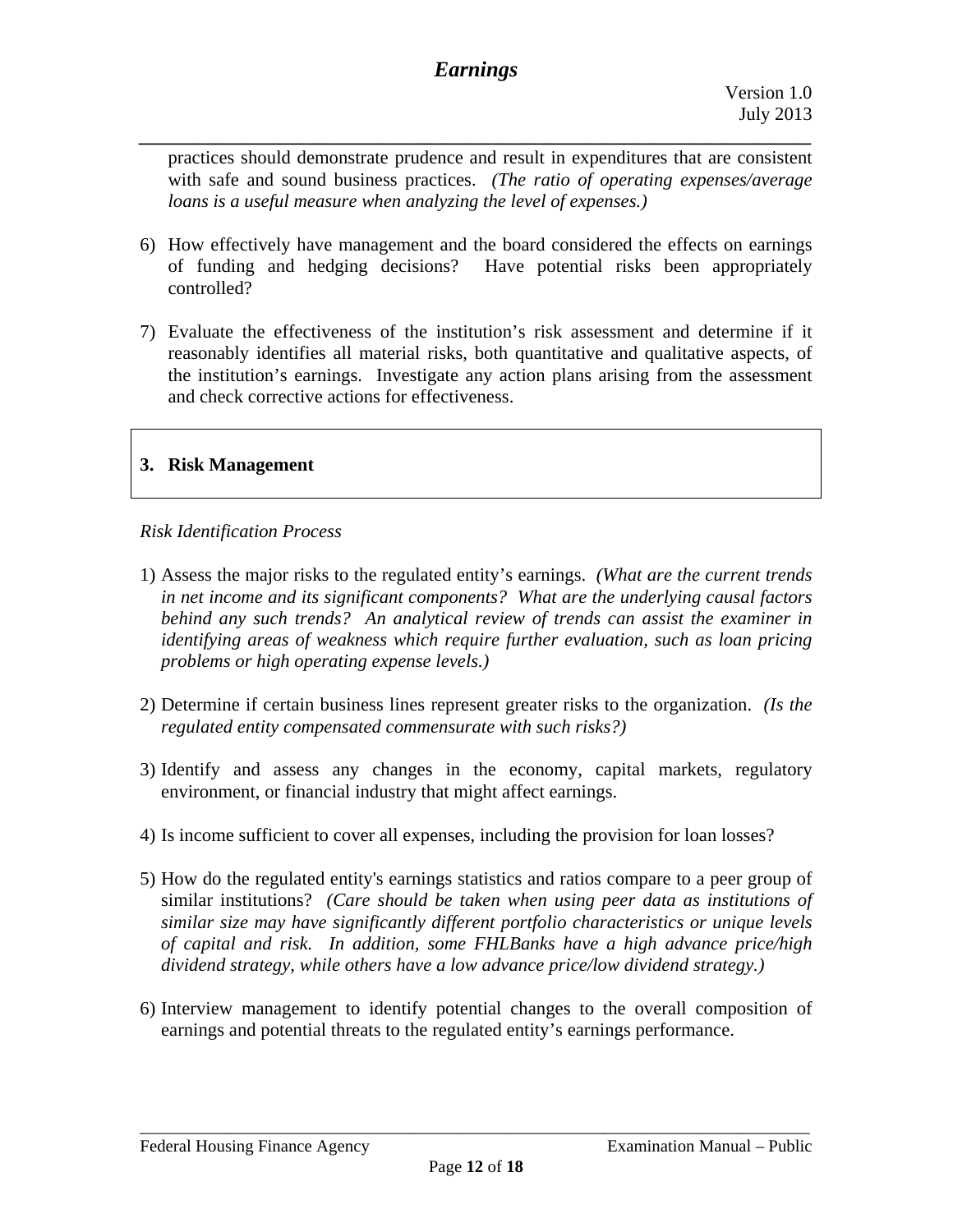practices should demonstrate prudence and result in expenditures that are consistent with safe and sound business practices. *(The ratio of operating expenses/average loans is a useful measure when analyzing the level of expenses.)*

6) How effectively have management and the board considered the effects on earnings of funding and hedging decisions? Have potential risks been appropriately controlled?

7) Evaluate the effectiveness of the institution's risk assessment and determine if it reasonably identifies all material risks, both quantitative and qualitative aspects, of the institution's earnings. Investigate any action plans arising from the assessment and check corrective actions for effectiveness.

## 3. Risk Management

*Risk Identification Process*

1) Assess the major risks to the regulated entity's earnings. *(What are the current trends in net income and its significant components? What are the underlying causal factors behind any such trends? An analytical review of trends can assist the examiner in identifying areas of weakness which require further evaluation, such as loan pricing problems or high operating expense levels.)*

2) Determine if certain business lines represent greater risks to the organization. *(Is the regulated entity compensated commensurate with such risks?)*

3) Identify and assess any changes in the economy, capital markets, regulatory environment, or financial industry that might affect earnings.

4) Is income sufficient to cover all expenses, including the provision for loan losses?

5) How do the regulated entity's earnings statistics and ratios compare to a peer group of similar institutions? *(Care should be taken when using peer data as institutions of similar size may have significantly different portfolio characteristics or unique levels of capital and risk. In addition, some FHLBanks have a high advance price/high dividend strategy, while others have a low advance price/low dividend strategy.)*

6) Interview management to identify potential changes to the overall composition of earnings and potential threats to the regulated entity's earnings performance.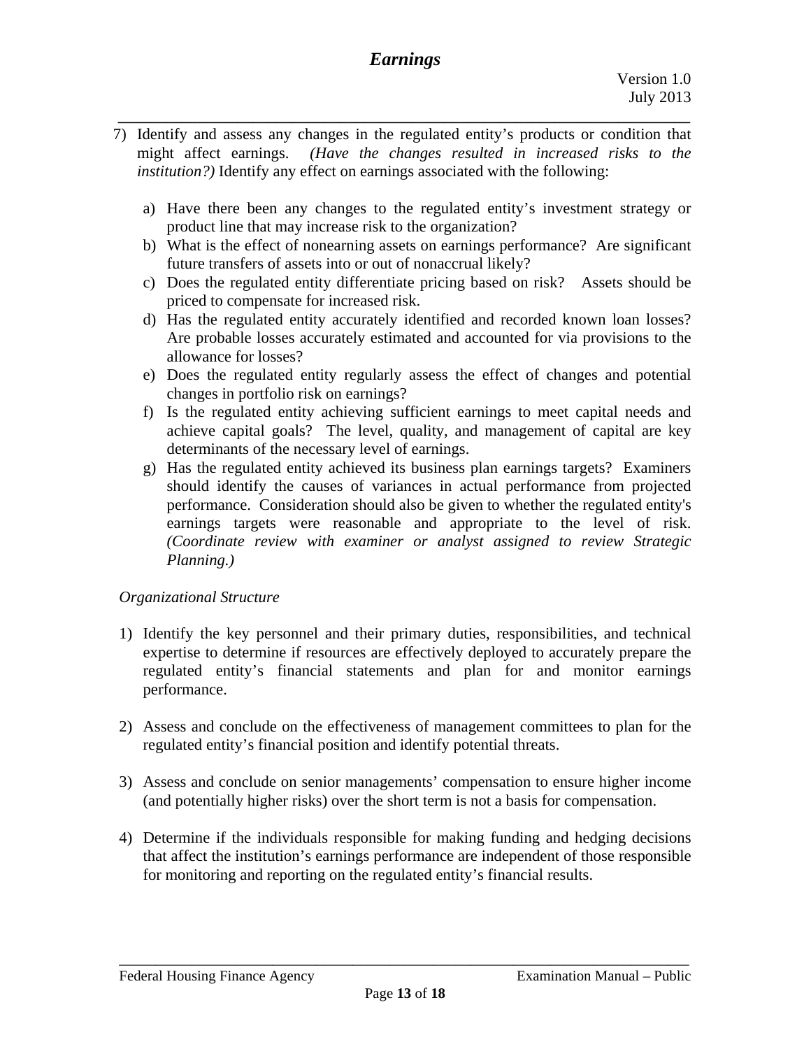7) Identify and assess any changes in the regulated entity's products or condition that might affect earnings. *(Have the changes resulted in increased risks to the institution?)* Identify any effect on earnings associated with the following:

    a) Have there been any changes to the regulated entity's investment strategy or product line that may increase risk to the organization?
    b) What is the effect of nonearning assets on earnings performance? Are significant future transfers of assets into or out of nonaccrual likely?
    c) Does the regulated entity differentiate pricing based on risk? Assets should be priced to compensate for increased risk.
    d) Has the regulated entity accurately identified and recorded known loan losses? Are probable losses accurately estimated and accounted for via provisions to the allowance for losses?
    e) Does the regulated entity regularly assess the effect of changes and potential changes in portfolio risk on earnings?
    f) Is the regulated entity achieving sufficient earnings to meet capital needs and achieve capital goals? The level, quality, and management of capital are key determinants of the necessary level of earnings.
    g) Has the regulated entity achieved its business plan earnings targets? Examiners should identify the causes of variances in actual performance from projected performance. Consideration should also be given to whether the regulated entity's earnings targets were reasonable and appropriate to the level of risk. *(Coordinate review with examiner or analyst assigned to review Strategic Planning.)*

*Organizational Structure*

1) Identify the key personnel and their primary duties, responsibilities, and technical expertise to determine if resources are effectively deployed to accurately prepare the regulated entity's financial statements and plan for and monitor earnings performance.

2) Assess and conclude on the effectiveness of management committees to plan for the regulated entity's financial position and identify potential threats.

3) Assess and conclude on senior managements' compensation to ensure higher income (and potentially higher risks) over the short term is not a basis for compensation.

4) Determine if the individuals responsible for making funding and hedging decisions that affect the institution's earnings performance are independent of those responsible for monitoring and reporting on the regulated entity's financial results.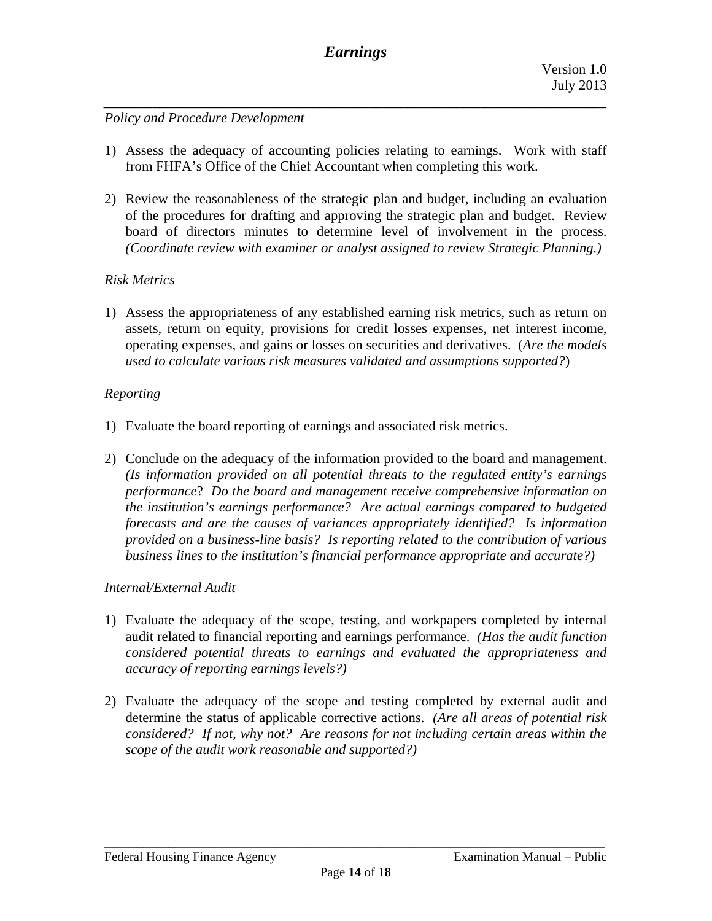*Policy and Procedure Development*

1) Assess the adequacy of accounting policies relating to earnings. Work with staff from FHFA's Office of the Chief Accountant when completing this work.

2) Review the reasonableness of the strategic plan and budget, including an evaluation of the procedures for drafting and approving the strategic plan and budget. Review board of directors minutes to determine level of involvement in the process. *(Coordinate review with examiner or analyst assigned to review Strategic Planning.)*

*Risk Metrics*

1) Assess the appropriateness of any established earning risk metrics, such as return on assets, return on equity, provisions for credit losses expenses, net interest income, operating expenses, and gains or losses on securities and derivatives. (*Are the models used to calculate various risk measures validated and assumptions supported?*)

*Reporting*

1) Evaluate the board reporting of earnings and associated risk metrics.

2) Conclude on the adequacy of the information provided to the board and management. *(Is information provided on all potential threats to the regulated entity's earnings performance? Do the board and management receive comprehensive information on the institution's earnings performance? Are actual earnings compared to budgeted forecasts and are the causes of variances appropriately identified? Is information provided on a business-line basis? Is reporting related to the contribution of various business lines to the institution's financial performance appropriate and accurate?)*

*Internal/External Audit*

1) Evaluate the adequacy of the scope, testing, and workpapers completed by internal audit related to financial reporting and earnings performance. *(Has the audit function considered potential threats to earnings and evaluated the appropriateness and accuracy of reporting earnings levels?)*

2) Evaluate the adequacy of the scope and testing completed by external audit and determine the status of applicable corrective actions. *(Are all areas of potential risk considered? If not, why not? Are reasons for not including certain areas within the scope of the audit work reasonable and supported?)*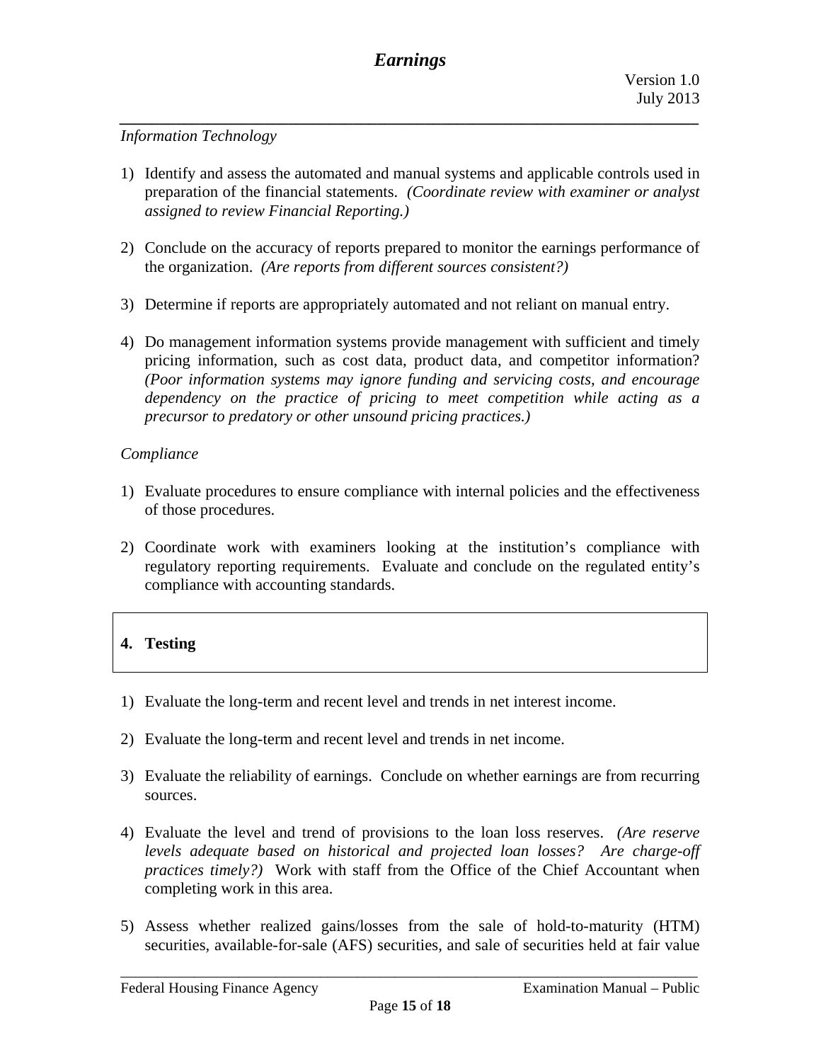*Information Technology*

1) Identify and assess the automated and manual systems and applicable controls used in preparation of the financial statements. *(Coordinate review with examiner or analyst assigned to review Financial Reporting.)*

2) Conclude on the accuracy of reports prepared to monitor the earnings performance of the organization. *(Are reports from different sources consistent?)*

3) Determine if reports are appropriately automated and not reliant on manual entry.

4) Do management information systems provide management with sufficient and timely pricing information, such as cost data, product data, and competitor information? *(Poor information systems may ignore funding and servicing costs, and encourage dependency on the practice of pricing to meet competition while acting as a precursor to predatory or other unsound pricing practices.)*

*Compliance*

1) Evaluate procedures to ensure compliance with internal policies and the effectiveness of those procedures.

2) Coordinate work with examiners looking at the institution's compliance with regulatory reporting requirements. Evaluate and conclude on the regulated entity's compliance with accounting standards.

## 4. Testing

1) Evaluate the long-term and recent level and trends in net interest income.

2) Evaluate the long-term and recent level and trends in net income.

3) Evaluate the reliability of earnings. Conclude on whether earnings are from recurring sources.

4) Evaluate the level and trend of provisions to the loan loss reserves. *(Are reserve levels adequate based on historical and projected loan losses? Are charge-off practices timely?)* Work with staff from the Office of the Chief Accountant when completing work in this area.

5) Assess whether realized gains/losses from the sale of hold-to-maturity (HTM) securities, available-for-sale (AFS) securities, and sale of securities held at fair value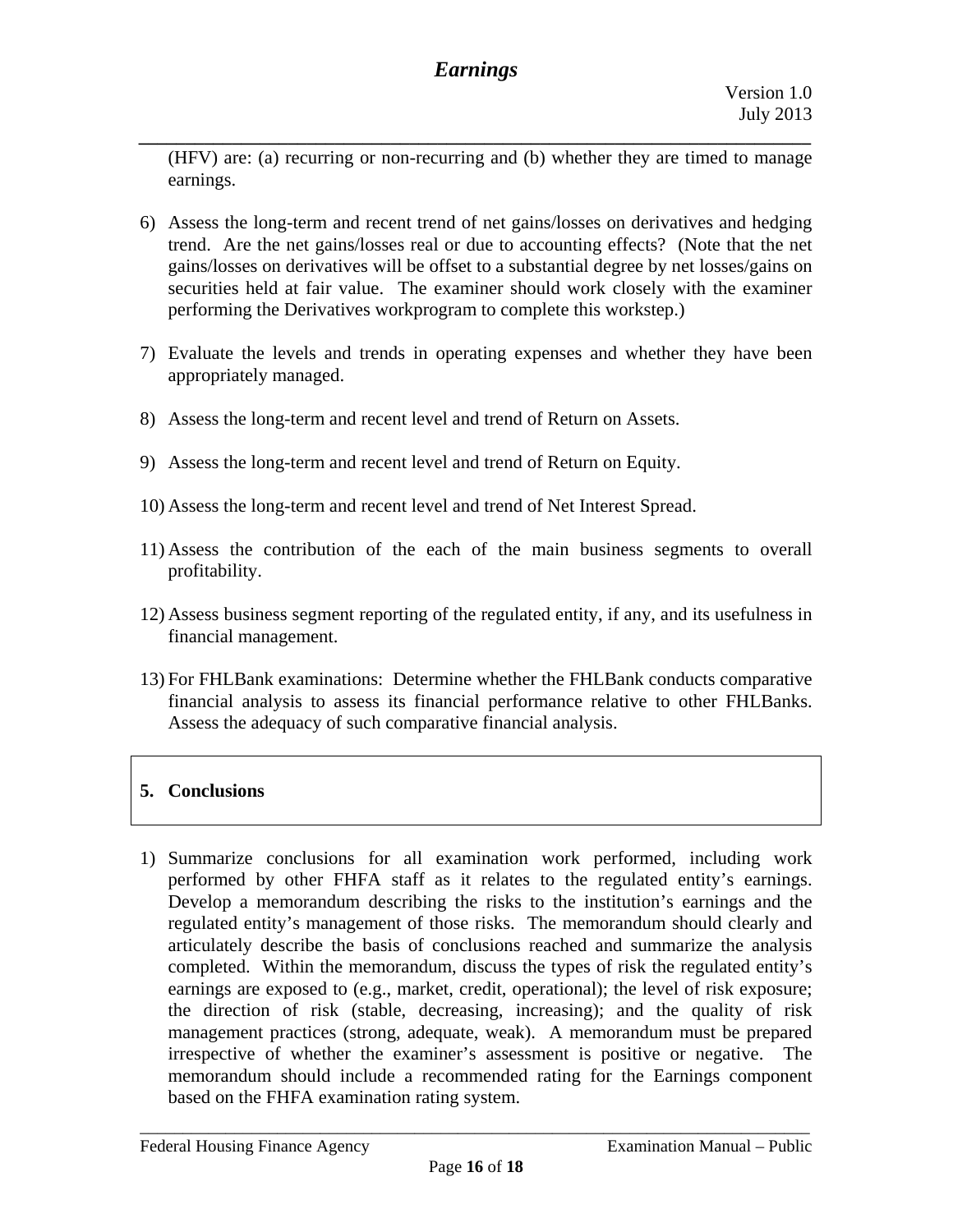(HFV) are: (a) recurring or non-recurring and (b) whether they are timed to manage earnings.

6) Assess the long-term and recent trend of net gains/losses on derivatives and hedging trend. Are the net gains/losses real or due to accounting effects? (Note that the net gains/losses on derivatives will be offset to a substantial degree by net losses/gains on securities held at fair value. The examiner should work closely with the examiner performing the Derivatives workprogram to complete this workstep.)

7) Evaluate the levels and trends in operating expenses and whether they have been appropriately managed.

8) Assess the long-term and recent level and trend of Return on Assets.

9) Assess the long-term and recent level and trend of Return on Equity.

10) Assess the long-term and recent level and trend of Net Interest Spread.

11) Assess the contribution of the each of the main business segments to overall profitability.

12) Assess business segment reporting of the regulated entity, if any, and its usefulness in financial management.

13) For FHLBank examinations: Determine whether the FHLBank conducts comparative financial analysis to assess its financial performance relative to other FHLBanks. Assess the adequacy of such comparative financial analysis.

## 5. Conclusions

1) Summarize conclusions for all examination work performed, including work performed by other FHFA staff as it relates to the regulated entity's earnings. Develop a memorandum describing the risks to the institution's earnings and the regulated entity's management of those risks. The memorandum should clearly and articulately describe the basis of conclusions reached and summarize the analysis completed. Within the memorandum, discuss the types of risk the regulated entity's earnings are exposed to (e.g., market, credit, operational); the level of risk exposure; the direction of risk (stable, decreasing, increasing); and the quality of risk management practices (strong, adequate, weak). A memorandum must be prepared irrespective of whether the examiner's assessment is positive or negative. The memorandum should include a recommended rating for the Earnings component based on the FHFA examination rating system.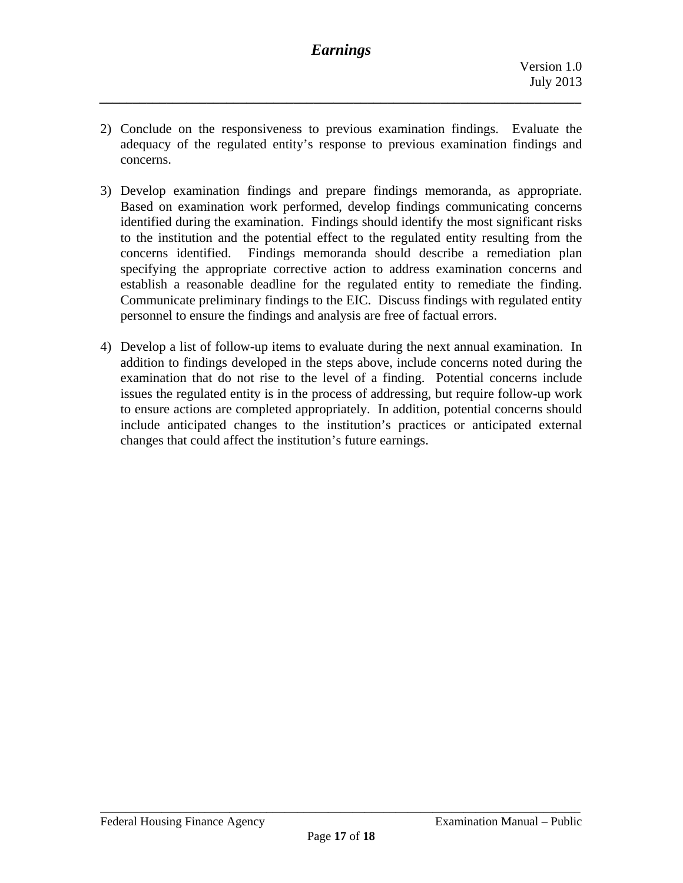2) Conclude on the responsiveness to previous examination findings. Evaluate the adequacy of the regulated entity's response to previous examination findings and concerns.

3) Develop examination findings and prepare findings memoranda, as appropriate. Based on examination work performed, develop findings communicating concerns identified during the examination. Findings should identify the most significant risks to the institution and the potential effect to the regulated entity resulting from the concerns identified. Findings memoranda should describe a remediation plan specifying the appropriate corrective action to address examination concerns and establish a reasonable deadline for the regulated entity to remediate the finding. Communicate preliminary findings to the EIC. Discuss findings with regulated entity personnel to ensure the findings and analysis are free of factual errors.

4) Develop a list of follow-up items to evaluate during the next annual examination. In addition to findings developed in the steps above, include concerns noted during the examination that do not rise to the level of a finding. Potential concerns include issues the regulated entity is in the process of addressing, but require follow-up work to ensure actions are completed appropriately. In addition, potential concerns should include anticipated changes to the institution's practices or anticipated external changes that could affect the institution's future earnings.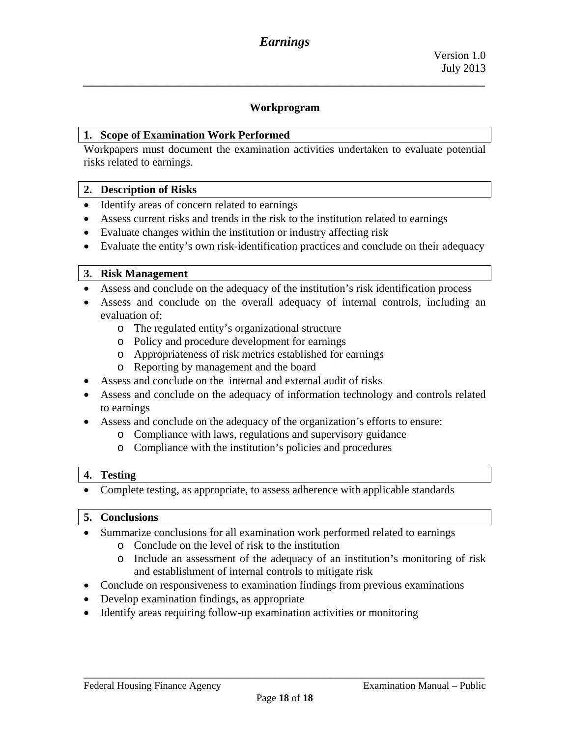## Workprogram

### 1. Scope of Examination Work Performed

Workpapers must document the examination activities undertaken to evaluate potential risks related to earnings.

### 2. Description of Risks

- Identify areas of concern related to earnings
- Assess current risks and trends in the risk to the institution related to earnings
- Evaluate changes within the institution or industry affecting risk
- Evaluate the entity's own risk-identification practices and conclude on their adequacy

### 3. Risk Management

- Assess and conclude on the adequacy of the institution's risk identification process
- Assess and conclude on the overall adequacy of internal controls, including an evaluation of:
  - The regulated entity's organizational structure
  - Policy and procedure development for earnings
  - Appropriateness of risk metrics established for earnings
  - Reporting by management and the board
- Assess and conclude on the internal and external audit of risks
- Assess and conclude on the adequacy of information technology and controls related to earnings
- Assess and conclude on the adequacy of the organization's efforts to ensure:
  - Compliance with laws, regulations and supervisory guidance
  - Compliance with the institution's policies and procedures

### 4. Testing

- Complete testing, as appropriate, to assess adherence with applicable standards

### 5. Conclusions

- Summarize conclusions for all examination work performed related to earnings
  - Conclude on the level of risk to the institution
  - Include an assessment of the adequacy of an institution's monitoring of risk and establishment of internal controls to mitigate risk
- Conclude on responsiveness to examination findings from previous examinations
- Develop examination findings, as appropriate
- Identify areas requiring follow-up examination activities or monitoring